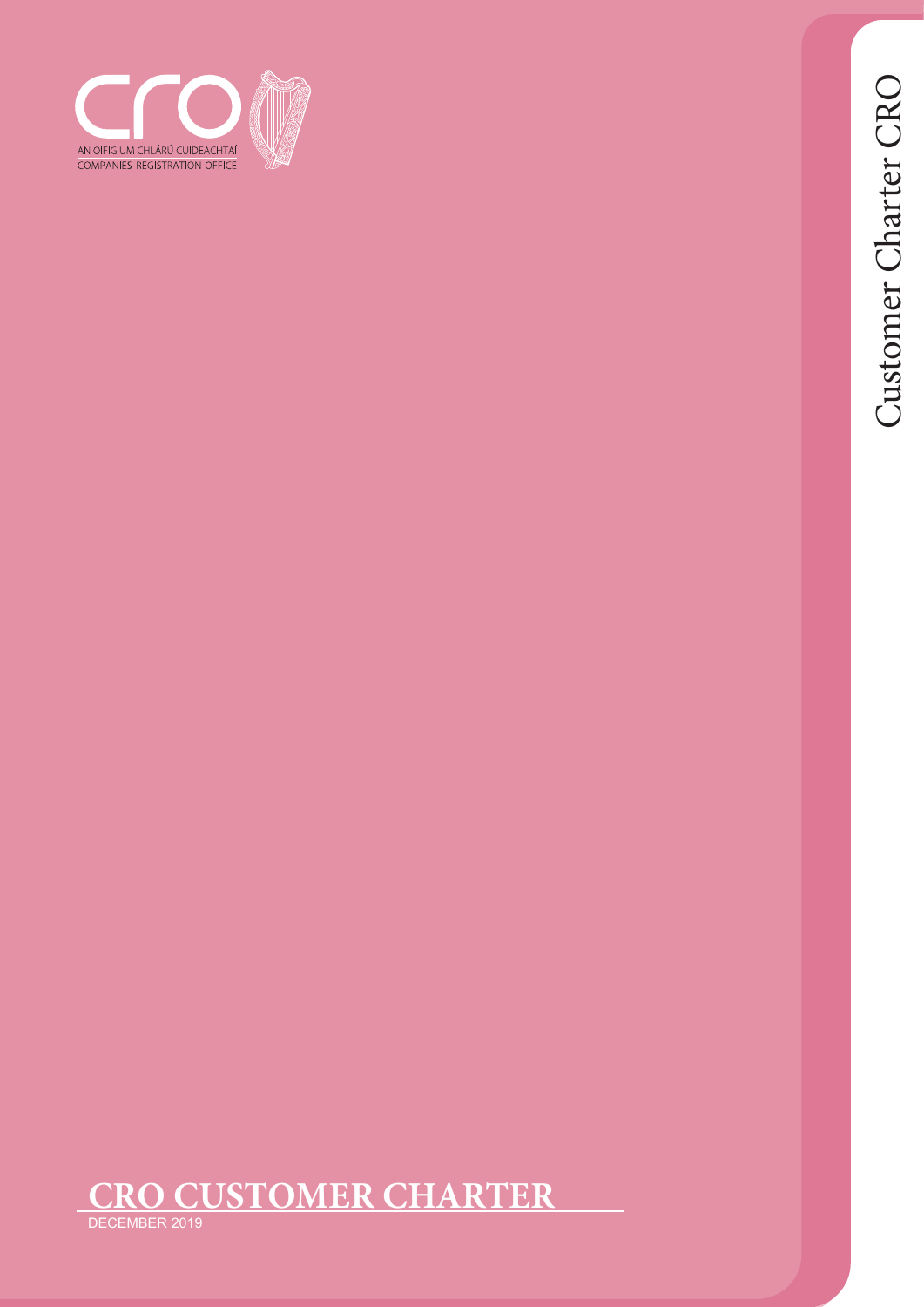AN OIFIG UM CHLÁRÚ CUIDEACHTAÍ
COMPANIES REGISTRATION OFFICE

Customer Charter CRO

# CRO CUSTOMER CHARTER

DECEMBER 2019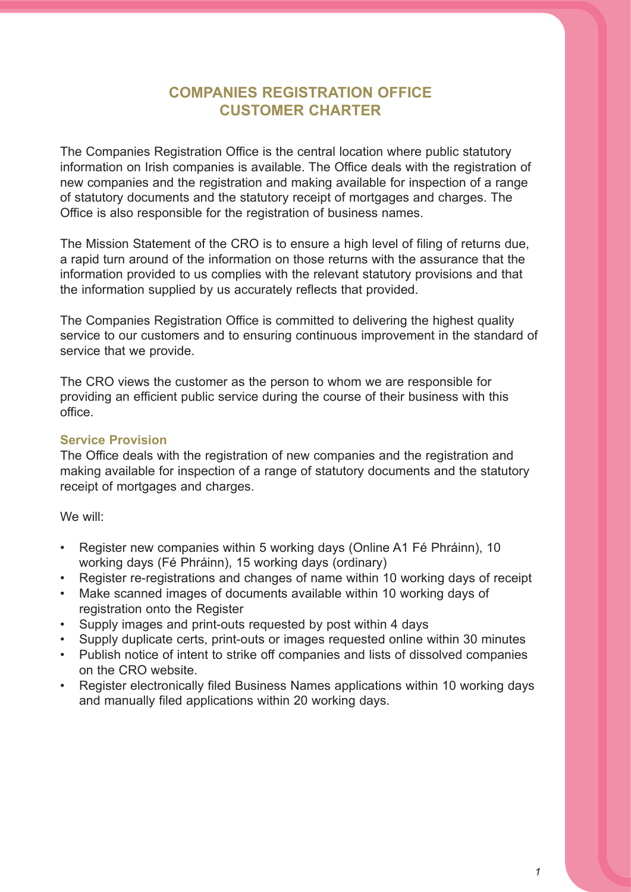# COMPANIES REGISTRATION OFFICE CUSTOMER CHARTER

The Companies Registration Office is the central location where public statutory information on Irish companies is available. The Office deals with the registration of new companies and the registration and making available for inspection of a range of statutory documents and the statutory receipt of mortgages and charges. The Office is also responsible for the registration of business names.

The Mission Statement of the CRO is to ensure a high level of filing of returns due, a rapid turn around of the information on those returns with the assurance that the information provided to us complies with the relevant statutory provisions and that the information supplied by us accurately reflects that provided.

The Companies Registration Office is committed to delivering the highest quality service to our customers and to ensuring continuous improvement in the standard of service that we provide.

The CRO views the customer as the person to whom we are responsible for providing an efficient public service during the course of their business with this office.

### Service Provision

The Office deals with the registration of new companies and the registration and making available for inspection of a range of statutory documents and the statutory receipt of mortgages and charges.

We will:

- Register new companies within 5 working days (Online A1 Fé Phráinn), 10 working days (Fé Phráinn), 15 working days (ordinary)
- Register re-registrations and changes of name within 10 working days of receipt
- Make scanned images of documents available within 10 working days of registration onto the Register
- Supply images and print-outs requested by post within 4 days
- Supply duplicate certs, print-outs or images requested online within 30 minutes
- Publish notice of intent to strike off companies and lists of dissolved companies on the CRO website.
- Register electronically filed Business Names applications within 10 working days and manually filed applications within 20 working days.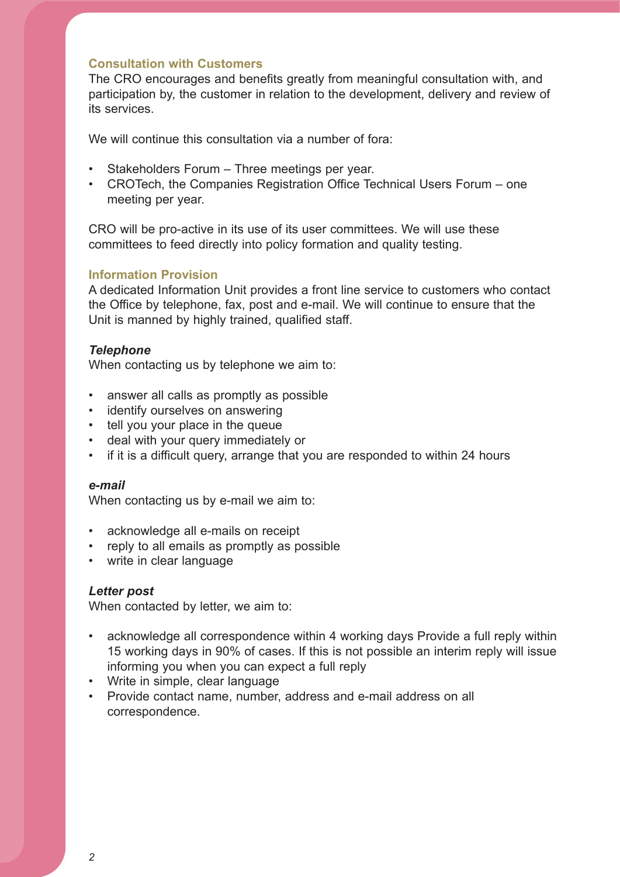## Consultation with Customers

The CRO encourages and benefits greatly from meaningful consultation with, and participation by, the customer in relation to the development, delivery and review of its services.

We will continue this consultation via a number of fora:

- Stakeholders Forum – Three meetings per year.
- CROTech, the Companies Registration Office Technical Users Forum – one meeting per year.

CRO will be pro-active in its use of its user committees. We will use these committees to feed directly into policy formation and quality testing.

## Information Provision

A dedicated Information Unit provides a front line service to customers who contact the Office by telephone, fax, post and e-mail. We will continue to ensure that the Unit is manned by highly trained, qualified staff.

### *Telephone*

When contacting us by telephone we aim to:

- answer all calls as promptly as possible
- identify ourselves on answering
- tell you your place in the queue
- deal with your query immediately or
- if it is a difficult query, arrange that you are responded to within 24 hours

### *e-mail*

When contacting us by e-mail we aim to:

- acknowledge all e-mails on receipt
- reply to all emails as promptly as possible
- write in clear language

### *Letter post*

When contacted by letter, we aim to:

- acknowledge all correspondence within 4 working days Provide a full reply within 15 working days in 90% of cases. If this is not possible an interim reply will issue informing you when you can expect a full reply
- Write in simple, clear language
- Provide contact name, number, address and e-mail address on all correspondence.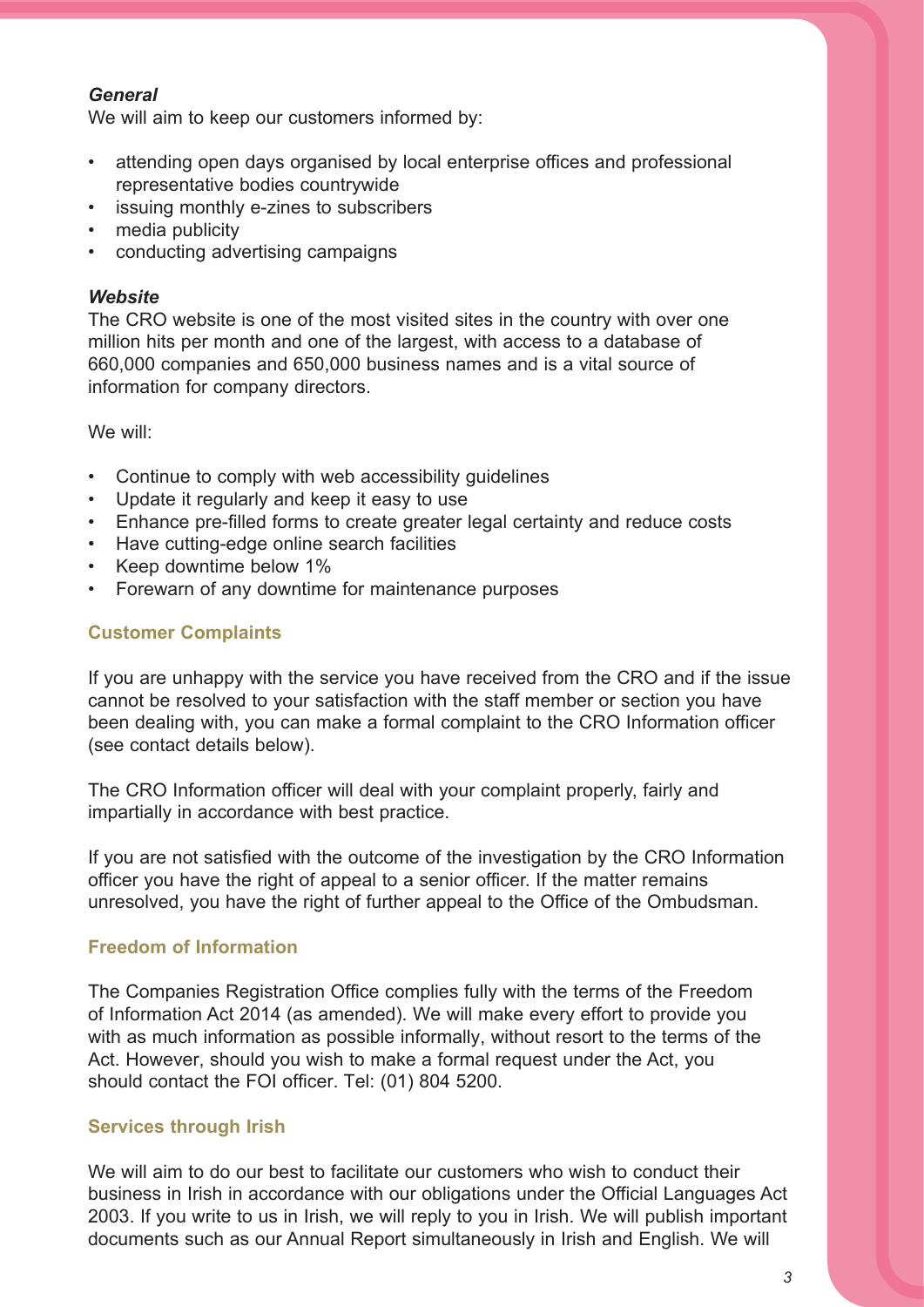### *General*

We will aim to keep our customers informed by:

- attending open days organised by local enterprise offices and professional representative bodies countrywide
- issuing monthly e-zines to subscribers
- media publicity
- conducting advertising campaigns

### *Website*

The CRO website is one of the most visited sites in the country with over one million hits per month and one of the largest, with access to a database of 660,000 companies and 650,000 business names and is a vital source of information for company directors.

We will:

- Continue to comply with web accessibility guidelines
- Update it regularly and keep it easy to use
- Enhance pre-filled forms to create greater legal certainty and reduce costs
- Have cutting-edge online search facilities
- Keep downtime below 1%
- Forewarn of any downtime for maintenance purposes

## Customer Complaints

If you are unhappy with the service you have received from the CRO and if the issue cannot be resolved to your satisfaction with the staff member or section you have been dealing with, you can make a formal complaint to the CRO Information officer (see contact details below).

The CRO Information officer will deal with your complaint properly, fairly and impartially in accordance with best practice.

If you are not satisfied with the outcome of the investigation by the CRO Information officer you have the right of appeal to a senior officer. If the matter remains unresolved, you have the right of further appeal to the Office of the Ombudsman.

## Freedom of Information

The Companies Registration Office complies fully with the terms of the Freedom of Information Act 2014 (as amended). We will make every effort to provide you with as much information as possible informally, without resort to the terms of the Act. However, should you wish to make a formal request under the Act, you should contact the FOI officer. Tel: (01) 804 5200.

## Services through Irish

We will aim to do our best to facilitate our customers who wish to conduct their business in Irish in accordance with our obligations under the Official Languages Act 2003. If you write to us in Irish, we will reply to you in Irish. We will publish important documents such as our Annual Report simultaneously in Irish and English. We will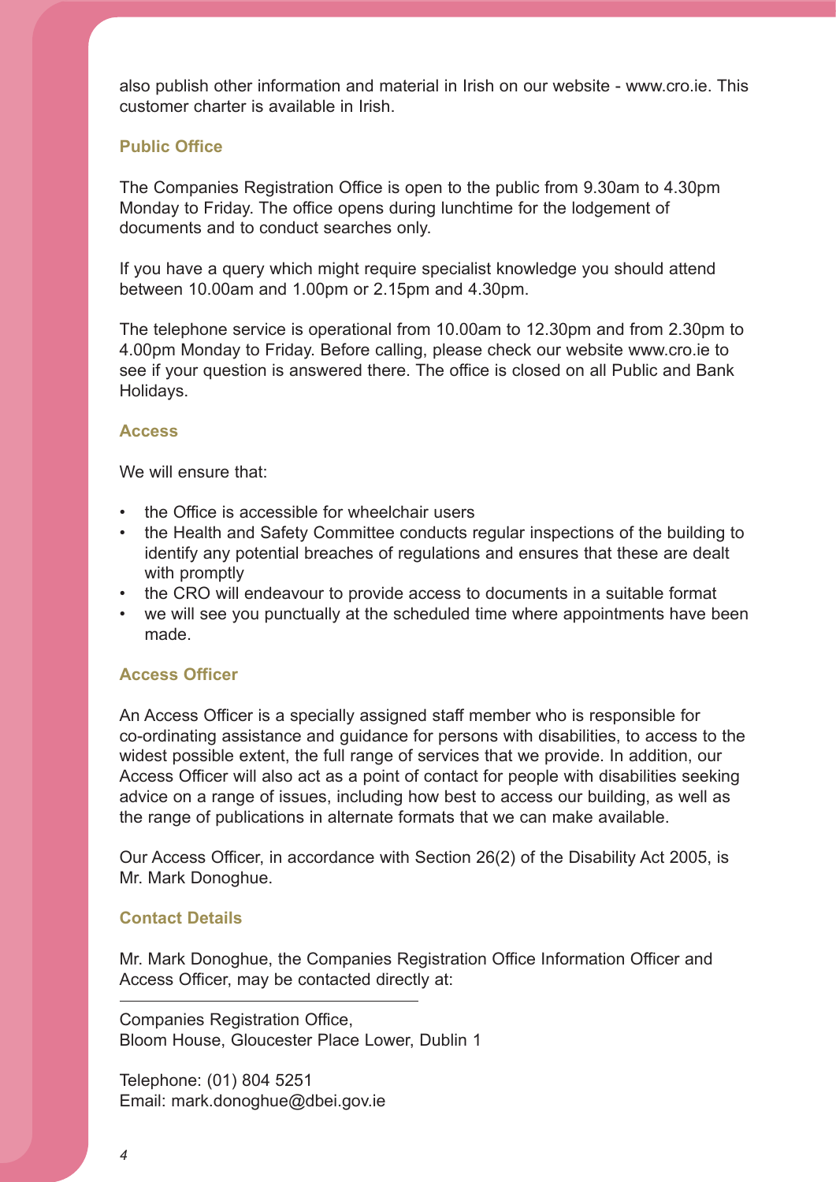also publish other information and material in Irish on our website - www.cro.ie. This customer charter is available in Irish.

## Public Office

The Companies Registration Office is open to the public from 9.30am to 4.30pm Monday to Friday. The office opens during lunchtime for the lodgement of documents and to conduct searches only.

If you have a query which might require specialist knowledge you should attend between 10.00am and 1.00pm or 2.15pm and 4.30pm.

The telephone service is operational from 10.00am to 12.30pm and from 2.30pm to 4.00pm Monday to Friday. Before calling, please check our website www.cro.ie to see if your question is answered there. The office is closed on all Public and Bank Holidays.

## Access

We will ensure that:

- the Office is accessible for wheelchair users
- the Health and Safety Committee conducts regular inspections of the building to identify any potential breaches of regulations and ensures that these are dealt with promptly
- the CRO will endeavour to provide access to documents in a suitable format
- we will see you punctually at the scheduled time where appointments have been made.

## Access Officer

An Access Officer is a specially assigned staff member who is responsible for co-ordinating assistance and guidance for persons with disabilities, to access to the widest possible extent, the full range of services that we provide. In addition, our Access Officer will also act as a point of contact for people with disabilities seeking advice on a range of issues, including how best to access our building, as well as the range of publications in alternate formats that we can make available.

Our Access Officer, in accordance with Section 26(2) of the Disability Act 2005, is Mr. Mark Donoghue.

## Contact Details

Mr. Mark Donoghue, the Companies Registration Office Information Officer and Access Officer, may be contacted directly at:

---

Companies Registration Office,
Bloom House, Gloucester Place Lower, Dublin 1

Telephone: (01) 804 5251
Email: mark.donoghue@dbei.gov.ie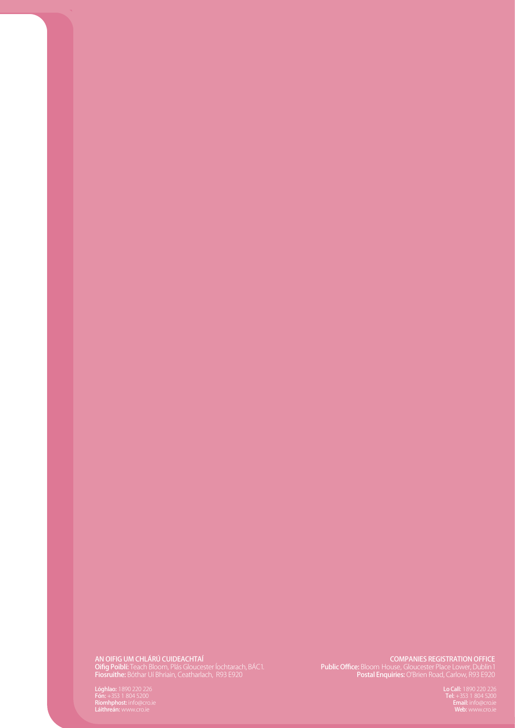**AN OIFIG UM CHLÁRÚ CUIDEACHTAÍ**
**Oifig Poiblí:** Teach Bloom, Plás Gloucester Íochtarach, BÁC1.
**Fiosruithe:** Bóthar Uí Bhriain, Ceatharlach, R93 E920

**Lóghlao:** 1890 220 226
**Fón:** +353 1 804 5200
**Ríomhphost:** info@cro.ie
**Láithreán:** www.cro.ie

**COMPANIES REGISTRATION OFFICE**
**Public Office:** Bloom House, Gloucester Place Lower, Dublin 1
**Postal Enquiries:** O'Brien Road, Carlow, R93 E920

**Lo Call:** 1890 220 226
**Tel:** +353 1 804 5200
**Email:** info@cro.ie
**Web:** www.cro.ie